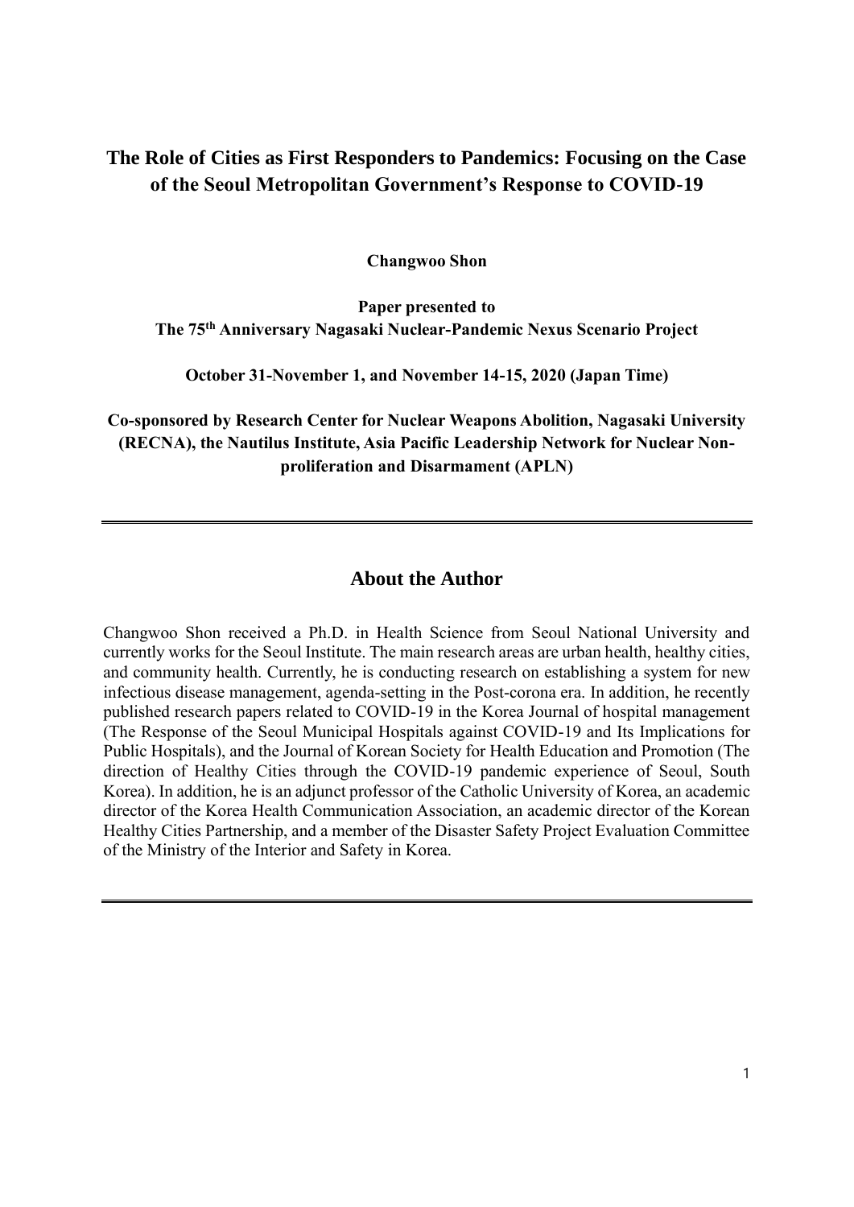# The Role of Cities as First Responders to Pandemics: Focusing on the Case of the Seoul Metropolitan Government's Response to COVID-19

**Changwoo Shon**

**Paper presented to**
**The 75th Anniversary Nagasaki Nuclear-Pandemic Nexus Scenario Project**

**October 31-November 1, and November 14-15, 2020 (Japan Time)**

**Co-sponsored by Research Center for Nuclear Weapons Abolition, Nagasaki University (RECNA), the Nautilus Institute, Asia Pacific Leadership Network for Nuclear Non-proliferation and Disarmament (APLN)**

---

## About the Author

Changwoo Shon received a Ph.D. in Health Science from Seoul National University and currently works for the Seoul Institute. The main research areas are urban health, healthy cities, and community health. Currently, he is conducting research on establishing a system for new infectious disease management, agenda-setting in the Post-corona era. In addition, he recently published research papers related to COVID-19 in the Korea Journal of hospital management (The Response of the Seoul Municipal Hospitals against COVID-19 and Its Implications for Public Hospitals), and the Journal of Korean Society for Health Education and Promotion (The direction of Healthy Cities through the COVID-19 pandemic experience of Seoul, South Korea). In addition, he is an adjunct professor of the Catholic University of Korea, an academic director of the Korea Health Communication Association, an academic director of the Korean Healthy Cities Partnership, and a member of the Disaster Safety Project Evaluation Committee of the Ministry of the Interior and Safety in Korea.

---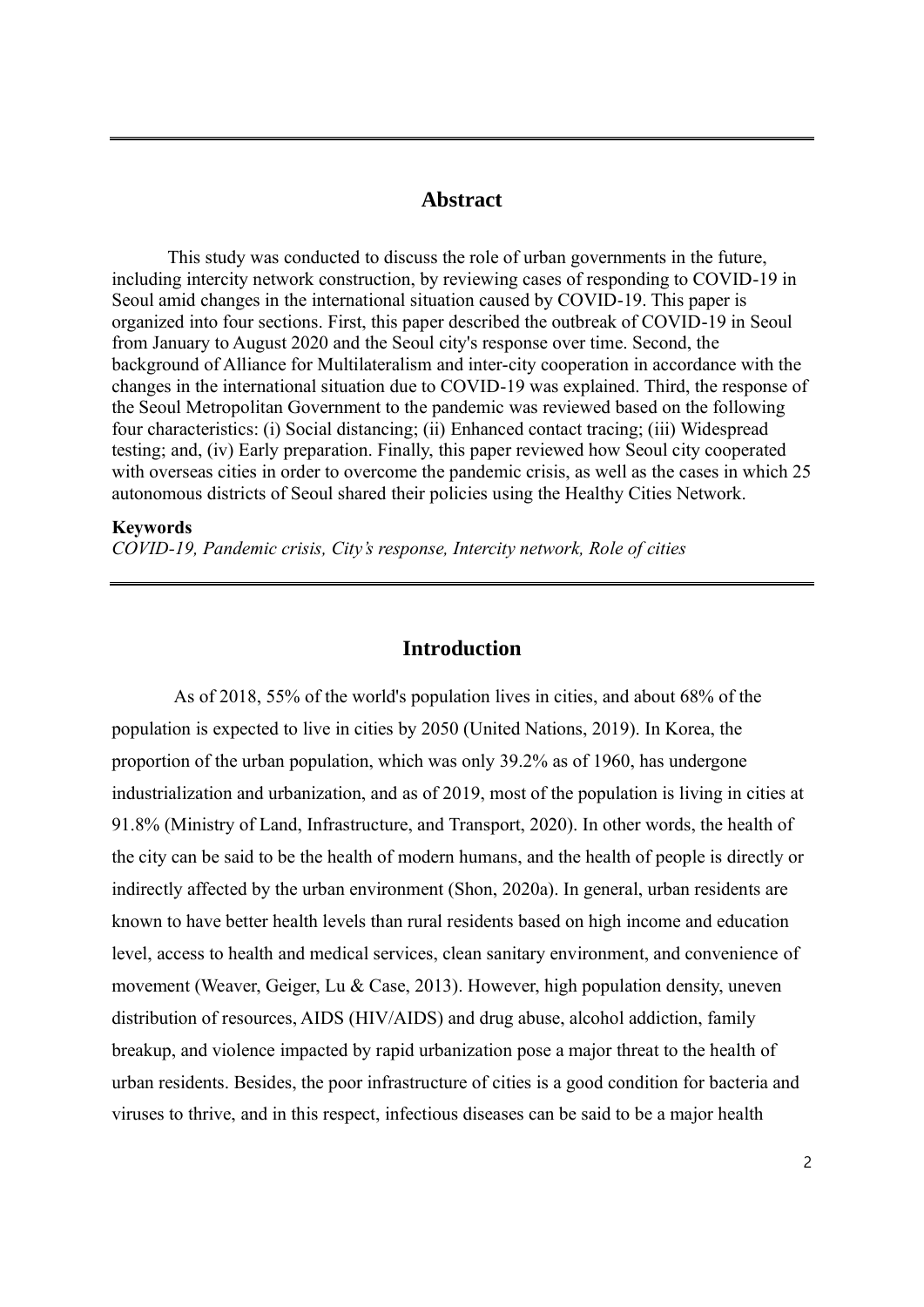## Abstract

This study was conducted to discuss the role of urban governments in the future, including intercity network construction, by reviewing cases of responding to COVID-19 in Seoul amid changes in the international situation caused by COVID-19. This paper is organized into four sections. First, this paper described the outbreak of COVID-19 in Seoul from January to August 2020 and the Seoul city's response over time. Second, the background of Alliance for Multilateralism and inter-city cooperation in accordance with the changes in the international situation due to COVID-19 was explained. Third, the response of the Seoul Metropolitan Government to the pandemic was reviewed based on the following four characteristics: (i) Social distancing; (ii) Enhanced contact tracing; (iii) Widespread testing; and, (iv) Early preparation. Finally, this paper reviewed how Seoul city cooperated with overseas cities in order to overcome the pandemic crisis, as well as the cases in which 25 autonomous districts of Seoul shared their policies using the Healthy Cities Network.

**Keywords**

*COVID-19, Pandemic crisis, City's response, Intercity network, Role of cities*

## Introduction

As of 2018, 55% of the world's population lives in cities, and about 68% of the population is expected to live in cities by 2050 (United Nations, 2019). In Korea, the proportion of the urban population, which was only 39.2% as of 1960, has undergone industrialization and urbanization, and as of 2019, most of the population is living in cities at 91.8% (Ministry of Land, Infrastructure, and Transport, 2020). In other words, the health of the city can be said to be the health of modern humans, and the health of people is directly or indirectly affected by the urban environment (Shon, 2020a). In general, urban residents are known to have better health levels than rural residents based on high income and education level, access to health and medical services, clean sanitary environment, and convenience of movement (Weaver, Geiger, Lu & Case, 2013). However, high population density, uneven distribution of resources, AIDS (HIV/AIDS) and drug abuse, alcohol addiction, family breakup, and violence impacted by rapid urbanization pose a major threat to the health of urban residents. Besides, the poor infrastructure of cities is a good condition for bacteria and viruses to thrive, and in this respect, infectious diseases can be said to be a major health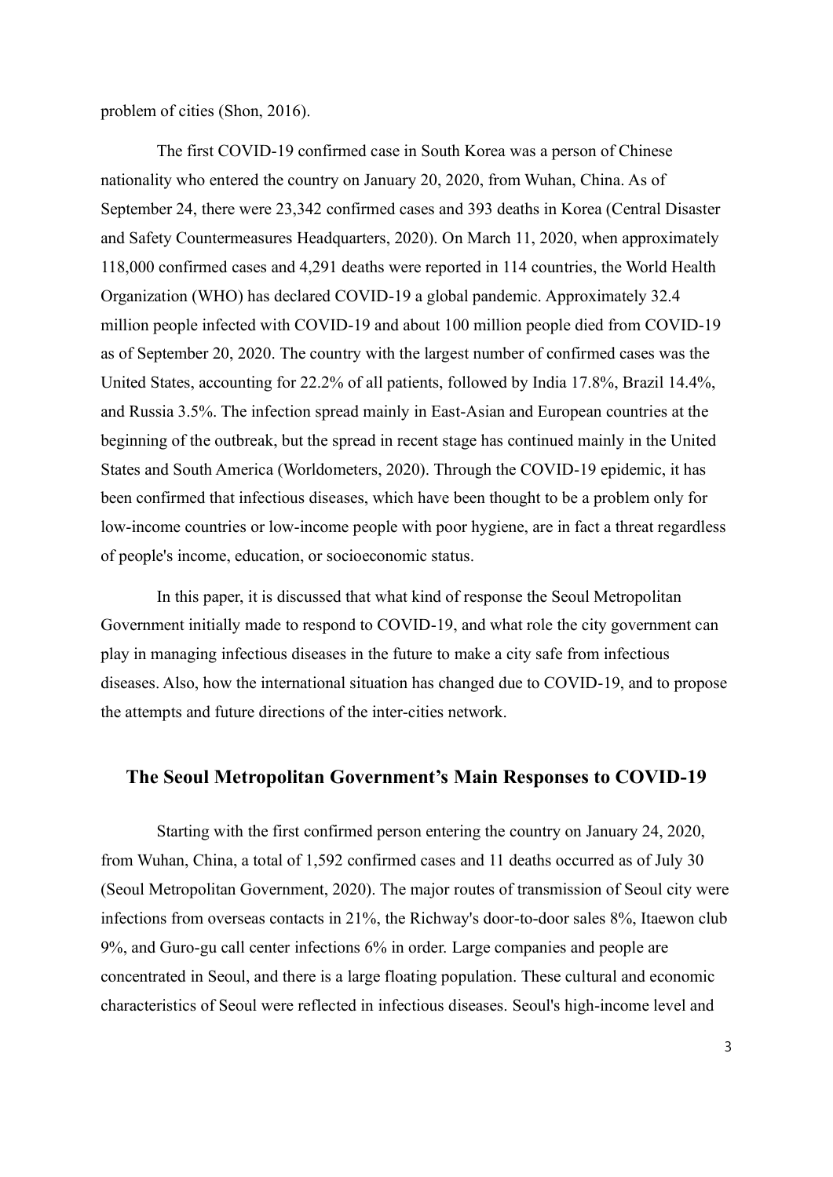problem of cities (Shon, 2016).

The first COVID-19 confirmed case in South Korea was a person of Chinese nationality who entered the country on January 20, 2020, from Wuhan, China. As of September 24, there were 23,342 confirmed cases and 393 deaths in Korea (Central Disaster and Safety Countermeasures Headquarters, 2020). On March 11, 2020, when approximately 118,000 confirmed cases and 4,291 deaths were reported in 114 countries, the World Health Organization (WHO) has declared COVID-19 a global pandemic. Approximately 32.4 million people infected with COVID-19 and about 100 million people died from COVID-19 as of September 20, 2020. The country with the largest number of confirmed cases was the United States, accounting for 22.2% of all patients, followed by India 17.8%, Brazil 14.4%, and Russia 3.5%. The infection spread mainly in East-Asian and European countries at the beginning of the outbreak, but the spread in recent stage has continued mainly in the United States and South America (Worldometers, 2020). Through the COVID-19 epidemic, it has been confirmed that infectious diseases, which have been thought to be a problem only for low-income countries or low-income people with poor hygiene, are in fact a threat regardless of people's income, education, or socioeconomic status.

In this paper, it is discussed that what kind of response the Seoul Metropolitan Government initially made to respond to COVID-19, and what role the city government can play in managing infectious diseases in the future to make a city safe from infectious diseases. Also, how the international situation has changed due to COVID-19, and to propose the attempts and future directions of the inter-cities network.

## The Seoul Metropolitan Government's Main Responses to COVID-19

Starting with the first confirmed person entering the country on January 24, 2020, from Wuhan, China, a total of 1,592 confirmed cases and 11 deaths occurred as of July 30 (Seoul Metropolitan Government, 2020). The major routes of transmission of Seoul city were infections from overseas contacts in 21%, the Richway's door-to-door sales 8%, Itaewon club 9%, and Guro-gu call center infections 6% in order. Large companies and people are concentrated in Seoul, and there is a large floating population. These cultural and economic characteristics of Seoul were reflected in infectious diseases. Seoul's high-income level and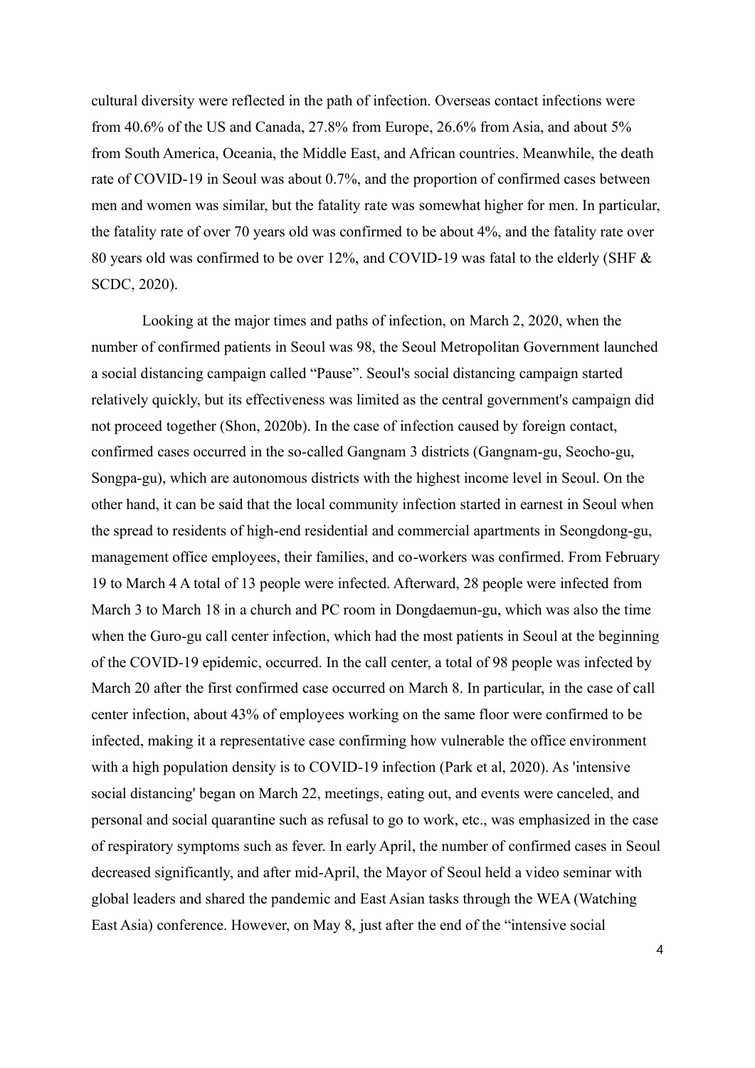cultural diversity were reflected in the path of infection. Overseas contact infections were from 40.6% of the US and Canada, 27.8% from Europe, 26.6% from Asia, and about 5% from South America, Oceania, the Middle East, and African countries. Meanwhile, the death rate of COVID-19 in Seoul was about 0.7%, and the proportion of confirmed cases between men and women was similar, but the fatality rate was somewhat higher for men. In particular, the fatality rate of over 70 years old was confirmed to be about 4%, and the fatality rate over 80 years old was confirmed to be over 12%, and COVID-19 was fatal to the elderly (SHF & SCDC, 2020).

Looking at the major times and paths of infection, on March 2, 2020, when the number of confirmed patients in Seoul was 98, the Seoul Metropolitan Government launched a social distancing campaign called "Pause". Seoul's social distancing campaign started relatively quickly, but its effectiveness was limited as the central government's campaign did not proceed together (Shon, 2020b). In the case of infection caused by foreign contact, confirmed cases occurred in the so-called Gangnam 3 districts (Gangnam-gu, Seocho-gu, Songpa-gu), which are autonomous districts with the highest income level in Seoul. On the other hand, it can be said that the local community infection started in earnest in Seoul when the spread to residents of high-end residential and commercial apartments in Seongdong-gu, management office employees, their families, and co-workers was confirmed. From February 19 to March 4 A total of 13 people were infected. Afterward, 28 people were infected from March 3 to March 18 in a church and PC room in Dongdaemun-gu, which was also the time when the Guro-gu call center infection, which had the most patients in Seoul at the beginning of the COVID-19 epidemic, occurred. In the call center, a total of 98 people was infected by March 20 after the first confirmed case occurred on March 8. In particular, in the case of call center infection, about 43% of employees working on the same floor were confirmed to be infected, making it a representative case confirming how vulnerable the office environment with a high population density is to COVID-19 infection (Park et al, 2020). As 'intensive social distancing' began on March 22, meetings, eating out, and events were canceled, and personal and social quarantine such as refusal to go to work, etc., was emphasized in the case of respiratory symptoms such as fever. In early April, the number of confirmed cases in Seoul decreased significantly, and after mid-April, the Mayor of Seoul held a video seminar with global leaders and shared the pandemic and East Asian tasks through the WEA (Watching East Asia) conference. However, on May 8, just after the end of the "intensive social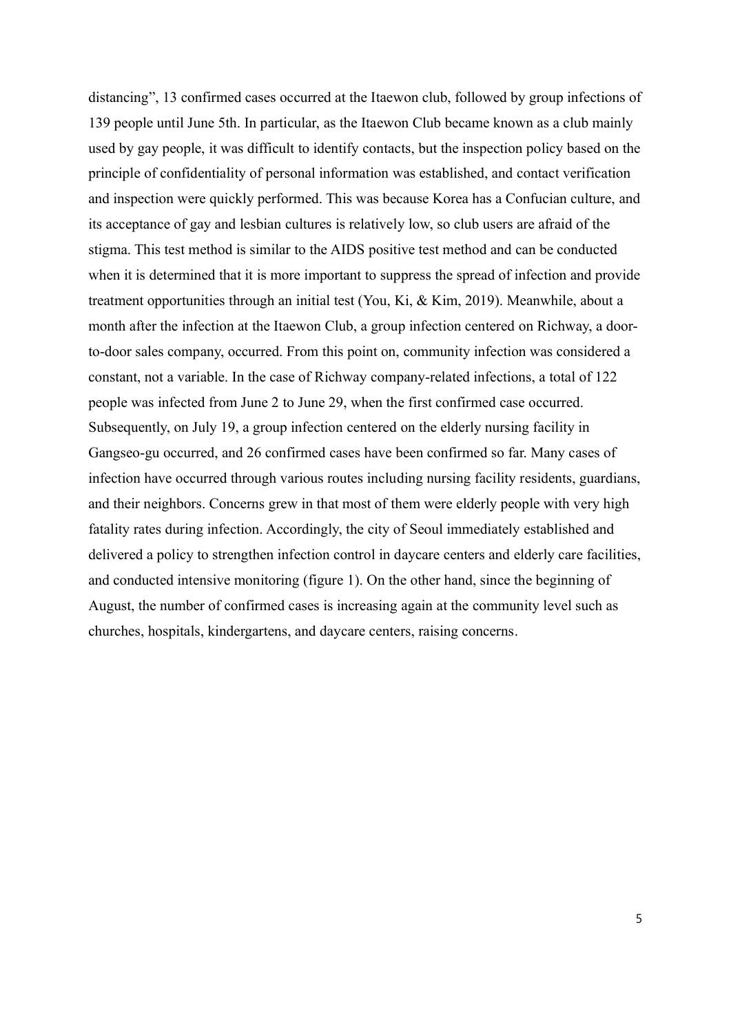distancing", 13 confirmed cases occurred at the Itaewon club, followed by group infections of 139 people until June 5th. In particular, as the Itaewon Club became known as a club mainly used by gay people, it was difficult to identify contacts, but the inspection policy based on the principle of confidentiality of personal information was established, and contact verification and inspection were quickly performed. This was because Korea has a Confucian culture, and its acceptance of gay and lesbian cultures is relatively low, so club users are afraid of the stigma. This test method is similar to the AIDS positive test method and can be conducted when it is determined that it is more important to suppress the spread of infection and provide treatment opportunities through an initial test (You, Ki, & Kim, 2019). Meanwhile, about a month after the infection at the Itaewon Club, a group infection centered on Richway, a door-to-door sales company, occurred. From this point on, community infection was considered a constant, not a variable. In the case of Richway company-related infections, a total of 122 people was infected from June 2 to June 29, when the first confirmed case occurred. Subsequently, on July 19, a group infection centered on the elderly nursing facility in Gangseo-gu occurred, and 26 confirmed cases have been confirmed so far. Many cases of infection have occurred through various routes including nursing facility residents, guardians, and their neighbors. Concerns grew in that most of them were elderly people with very high fatality rates during infection. Accordingly, the city of Seoul immediately established and delivered a policy to strengthen infection control in daycare centers and elderly care facilities, and conducted intensive monitoring (figure 1). On the other hand, since the beginning of August, the number of confirmed cases is increasing again at the community level such as churches, hospitals, kindergartens, and daycare centers, raising concerns.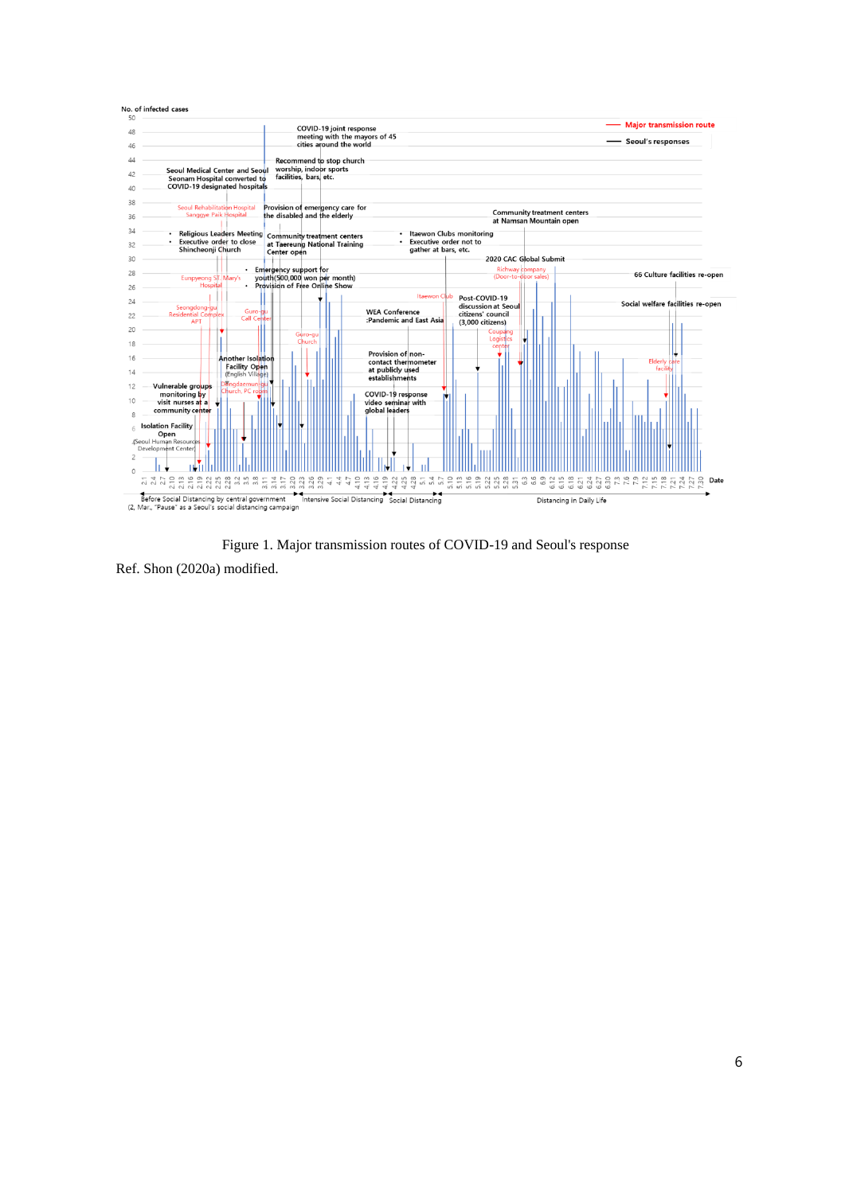Figure 1. Major transmission routes of COVID-19 and Seoul's response

Ref. Shon (2020a) modified.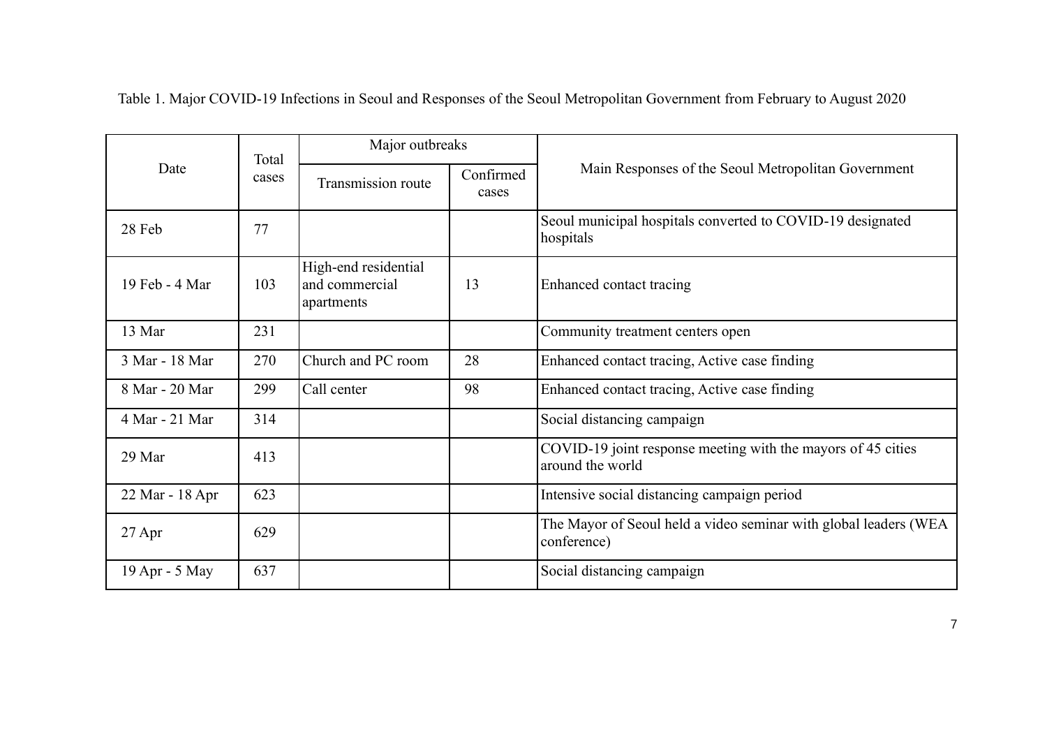Table 1. Major COVID-19 Infections in Seoul and Responses of the Seoul Metropolitan Government from February to August 2020

| Date | Total cases | Major outbreaks | | Main Responses of the Seoul Metropolitan Government |
|---|---|---|---|---|
| | | Transmission route | Confirmed cases | |
| 28 Feb | 77 | | | Seoul municipal hospitals converted to COVID-19 designated hospitals |
| 19 Feb - 4 Mar | 103 | High-end residential and commercial apartments | 13 | Enhanced contact tracing |
| 13 Mar | 231 | | | Community treatment centers open |
| 3 Mar - 18 Mar | 270 | Church and PC room | 28 | Enhanced contact tracing, Active case finding |
| 8 Mar - 20 Mar | 299 | Call center | 98 | Enhanced contact tracing, Active case finding |
| 4 Mar - 21 Mar | 314 | | | Social distancing campaign |
| 29 Mar | 413 | | | COVID-19 joint response meeting with the mayors of 45 cities around the world |
| 22 Mar - 18 Apr | 623 | | | Intensive social distancing campaign period |
| 27 Apr | 629 | | | The Mayor of Seoul held a video seminar with global leaders (WEA conference) |
| 19 Apr - 5 May | 637 | | | Social distancing campaign |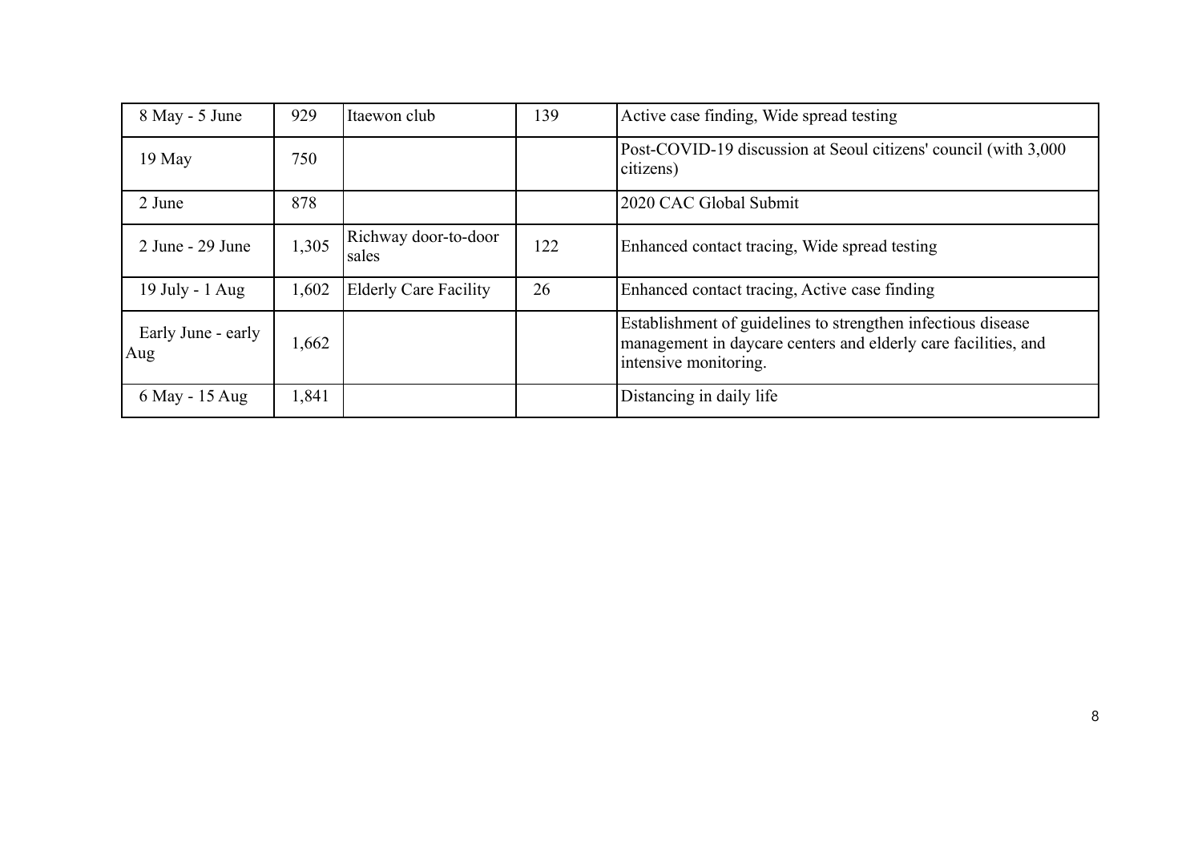| 8 May - 5 June | 929 | Itaewon club | 139 | Active case finding, Wide spread testing |
|---|---|---|---|---|
| 19 May | 750 | | | Post-COVID-19 discussion at Seoul citizens' council (with 3,000 citizens) |
| 2 June | 878 | | | 2020 CAC Global Submit |
| 2 June - 29 June | 1,305 | Richway door-to-door sales | 122 | Enhanced contact tracing, Wide spread testing |
| 19 July - 1 Aug | 1,602 | Elderly Care Facility | 26 | Enhanced contact tracing, Active case finding |
| Early June - early Aug | 1,662 | | | Establishment of guidelines to strengthen infectious disease management in daycare centers and elderly care facilities, and intensive monitoring. |
| 6 May - 15 Aug | 1,841 | | | Distancing in daily life |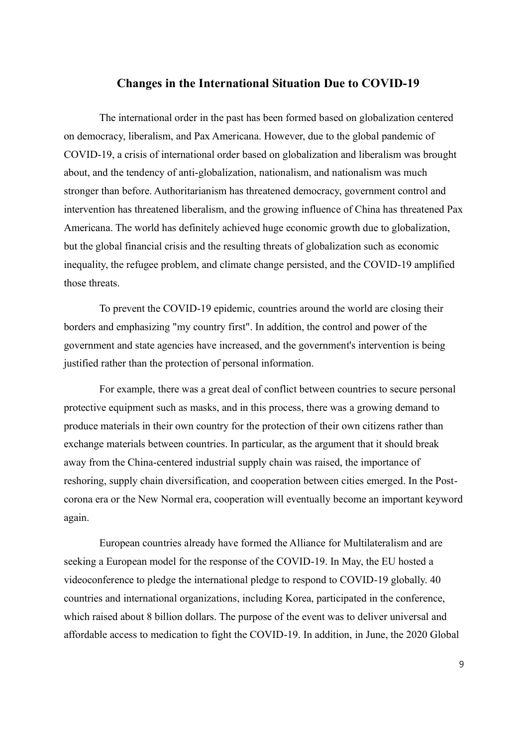## Changes in the International Situation Due to COVID-19

The international order in the past has been formed based on globalization centered on democracy, liberalism, and Pax Americana. However, due to the global pandemic of COVID-19, a crisis of international order based on globalization and liberalism was brought about, and the tendency of anti-globalization, nationalism, and nationalism was much stronger than before. Authoritarianism has threatened democracy, government control and intervention has threatened liberalism, and the growing influence of China has threatened Pax Americana. The world has definitely achieved huge economic growth due to globalization, but the global financial crisis and the resulting threats of globalization such as economic inequality, the refugee problem, and climate change persisted, and the COVID-19 amplified those threats.

To prevent the COVID-19 epidemic, countries around the world are closing their borders and emphasizing "my country first". In addition, the control and power of the government and state agencies have increased, and the government's intervention is being justified rather than the protection of personal information.

For example, there was a great deal of conflict between countries to secure personal protective equipment such as masks, and in this process, there was a growing demand to produce materials in their own country for the protection of their own citizens rather than exchange materials between countries. In particular, as the argument that it should break away from the China-centered industrial supply chain was raised, the importance of reshoring, supply chain diversification, and cooperation between cities emerged. In the Post-corona era or the New Normal era, cooperation will eventually become an important keyword again.

European countries already have formed the Alliance for Multilateralism and are seeking a European model for the response of the COVID-19. In May, the EU hosted a videoconference to pledge the international pledge to respond to COVID-19 globally. 40 countries and international organizations, including Korea, participated in the conference, which raised about 8 billion dollars. The purpose of the event was to deliver universal and affordable access to medication to fight the COVID-19. In addition, in June, the 2020 Global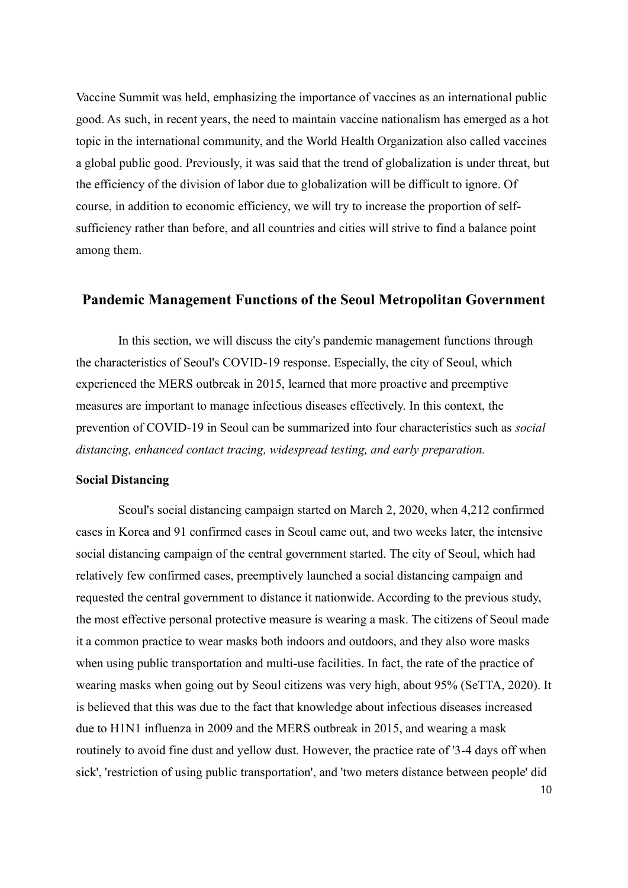Vaccine Summit was held, emphasizing the importance of vaccines as an international public good. As such, in recent years, the need to maintain vaccine nationalism has emerged as a hot topic in the international community, and the World Health Organization also called vaccines a global public good. Previously, it was said that the trend of globalization is under threat, but the efficiency of the division of labor due to globalization will be difficult to ignore. Of course, in addition to economic efficiency, we will try to increase the proportion of self-sufficiency rather than before, and all countries and cities will strive to find a balance point among them.

## Pandemic Management Functions of the Seoul Metropolitan Government

In this section, we will discuss the city's pandemic management functions through the characteristics of Seoul's COVID-19 response. Especially, the city of Seoul, which experienced the MERS outbreak in 2015, learned that more proactive and preemptive measures are important to manage infectious diseases effectively. In this context, the prevention of COVID-19 in Seoul can be summarized into four characteristics such as *social distancing, enhanced contact tracing, widespread testing, and early preparation.*

### Social Distancing

Seoul's social distancing campaign started on March 2, 2020, when 4,212 confirmed cases in Korea and 91 confirmed cases in Seoul came out, and two weeks later, the intensive social distancing campaign of the central government started. The city of Seoul, which had relatively few confirmed cases, preemptively launched a social distancing campaign and requested the central government to distance it nationwide. According to the previous study, the most effective personal protective measure is wearing a mask. The citizens of Seoul made it a common practice to wear masks both indoors and outdoors, and they also wore masks when using public transportation and multi-use facilities. In fact, the rate of the practice of wearing masks when going out by Seoul citizens was very high, about 95% (SeTTA, 2020). It is believed that this was due to the fact that knowledge about infectious diseases increased due to H1N1 influenza in 2009 and the MERS outbreak in 2015, and wearing a mask routinely to avoid fine dust and yellow dust. However, the practice rate of '3-4 days off when sick', 'restriction of using public transportation', and 'two meters distance between people' did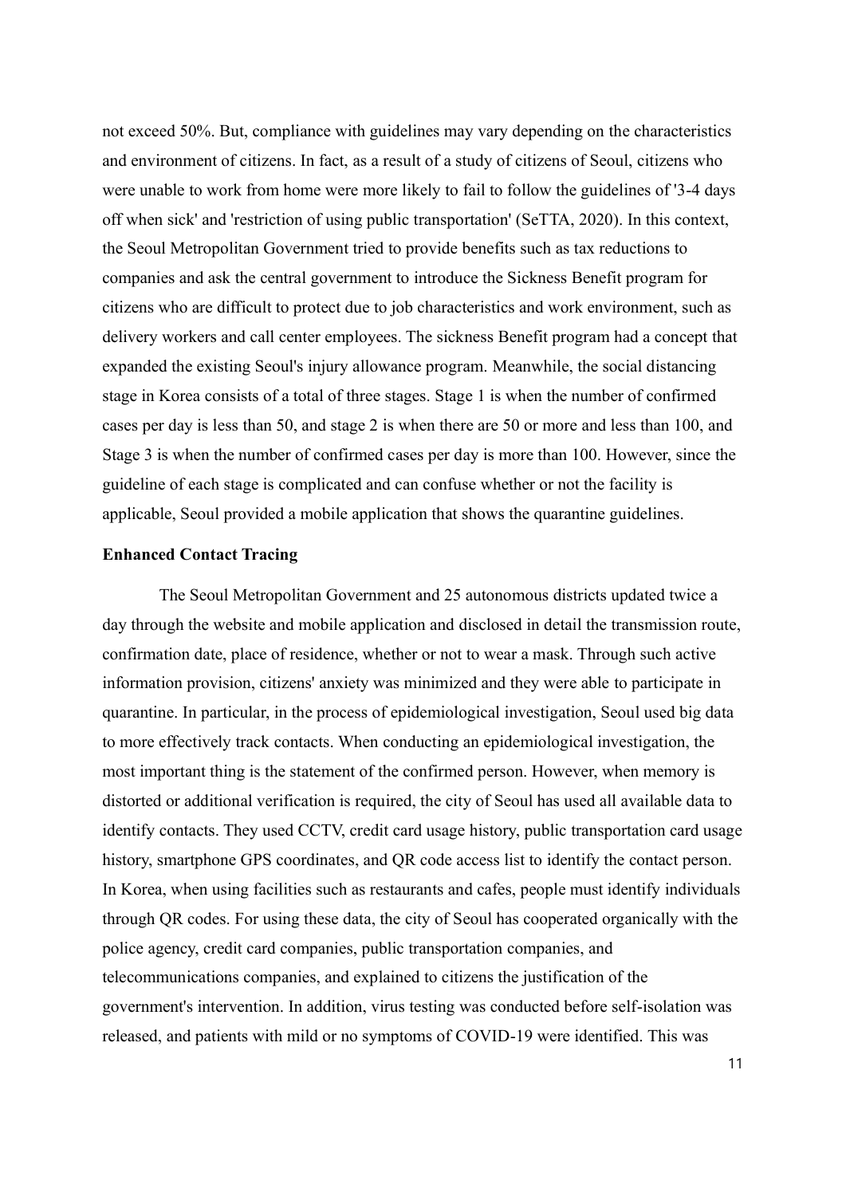not exceed 50%. But, compliance with guidelines may vary depending on the characteristics and environment of citizens. In fact, as a result of a study of citizens of Seoul, citizens who were unable to work from home were more likely to fail to follow the guidelines of '3-4 days off when sick' and 'restriction of using public transportation' (SeTTA, 2020). In this context, the Seoul Metropolitan Government tried to provide benefits such as tax reductions to companies and ask the central government to introduce the Sickness Benefit program for citizens who are difficult to protect due to job characteristics and work environment, such as delivery workers and call center employees. The sickness Benefit program had a concept that expanded the existing Seoul's injury allowance program. Meanwhile, the social distancing stage in Korea consists of a total of three stages. Stage 1 is when the number of confirmed cases per day is less than 50, and stage 2 is when there are 50 or more and less than 100, and Stage 3 is when the number of confirmed cases per day is more than 100. However, since the guideline of each stage is complicated and can confuse whether or not the facility is applicable, Seoul provided a mobile application that shows the quarantine guidelines.

**Enhanced Contact Tracing**

The Seoul Metropolitan Government and 25 autonomous districts updated twice a day through the website and mobile application and disclosed in detail the transmission route, confirmation date, place of residence, whether or not to wear a mask. Through such active information provision, citizens' anxiety was minimized and they were able to participate in quarantine. In particular, in the process of epidemiological investigation, Seoul used big data to more effectively track contacts. When conducting an epidemiological investigation, the most important thing is the statement of the confirmed person. However, when memory is distorted or additional verification is required, the city of Seoul has used all available data to identify contacts. They used CCTV, credit card usage history, public transportation card usage history, smartphone GPS coordinates, and QR code access list to identify the contact person. In Korea, when using facilities such as restaurants and cafes, people must identify individuals through QR codes. For using these data, the city of Seoul has cooperated organically with the police agency, credit card companies, public transportation companies, and telecommunications companies, and explained to citizens the justification of the government's intervention. In addition, virus testing was conducted before self-isolation was released, and patients with mild or no symptoms of COVID-19 were identified. This was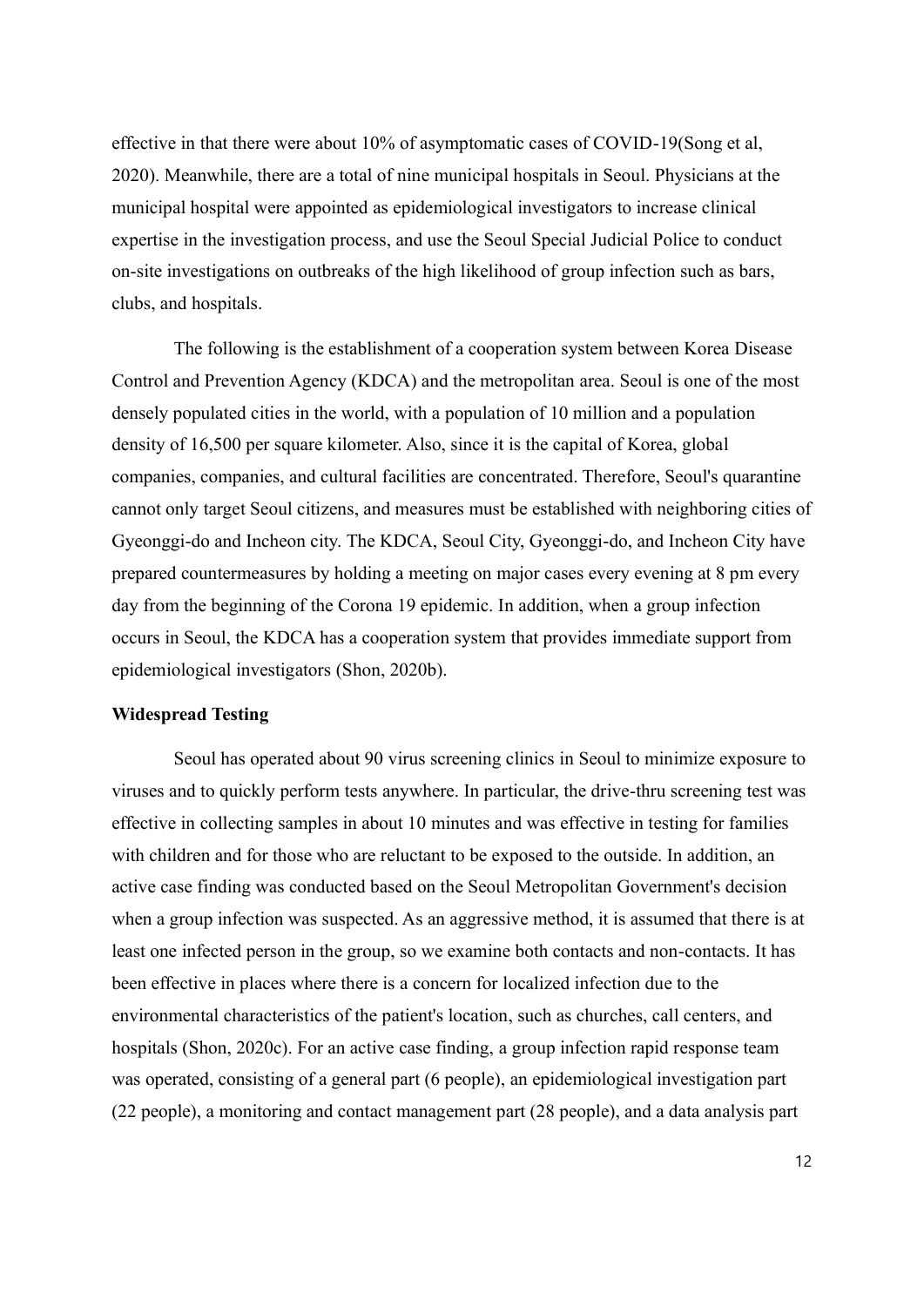effective in that there were about 10% of asymptomatic cases of COVID-19(Song et al, 2020). Meanwhile, there are a total of nine municipal hospitals in Seoul. Physicians at the municipal hospital were appointed as epidemiological investigators to increase clinical expertise in the investigation process, and use the Seoul Special Judicial Police to conduct on-site investigations on outbreaks of the high likelihood of group infection such as bars, clubs, and hospitals.

The following is the establishment of a cooperation system between Korea Disease Control and Prevention Agency (KDCA) and the metropolitan area. Seoul is one of the most densely populated cities in the world, with a population of 10 million and a population density of 16,500 per square kilometer. Also, since it is the capital of Korea, global companies, companies, and cultural facilities are concentrated. Therefore, Seoul's quarantine cannot only target Seoul citizens, and measures must be established with neighboring cities of Gyeonggi-do and Incheon city. The KDCA, Seoul City, Gyeonggi-do, and Incheon City have prepared countermeasures by holding a meeting on major cases every evening at 8 pm every day from the beginning of the Corona 19 epidemic. In addition, when a group infection occurs in Seoul, the KDCA has a cooperation system that provides immediate support from epidemiological investigators (Shon, 2020b).

**Widespread Testing**

Seoul has operated about 90 virus screening clinics in Seoul to minimize exposure to viruses and to quickly perform tests anywhere. In particular, the drive-thru screening test was effective in collecting samples in about 10 minutes and was effective in testing for families with children and for those who are reluctant to be exposed to the outside. In addition, an active case finding was conducted based on the Seoul Metropolitan Government's decision when a group infection was suspected. As an aggressive method, it is assumed that there is at least one infected person in the group, so we examine both contacts and non-contacts. It has been effective in places where there is a concern for localized infection due to the environmental characteristics of the patient's location, such as churches, call centers, and hospitals (Shon, 2020c). For an active case finding, a group infection rapid response team was operated, consisting of a general part (6 people), an epidemiological investigation part (22 people), a monitoring and contact management part (28 people), and a data analysis part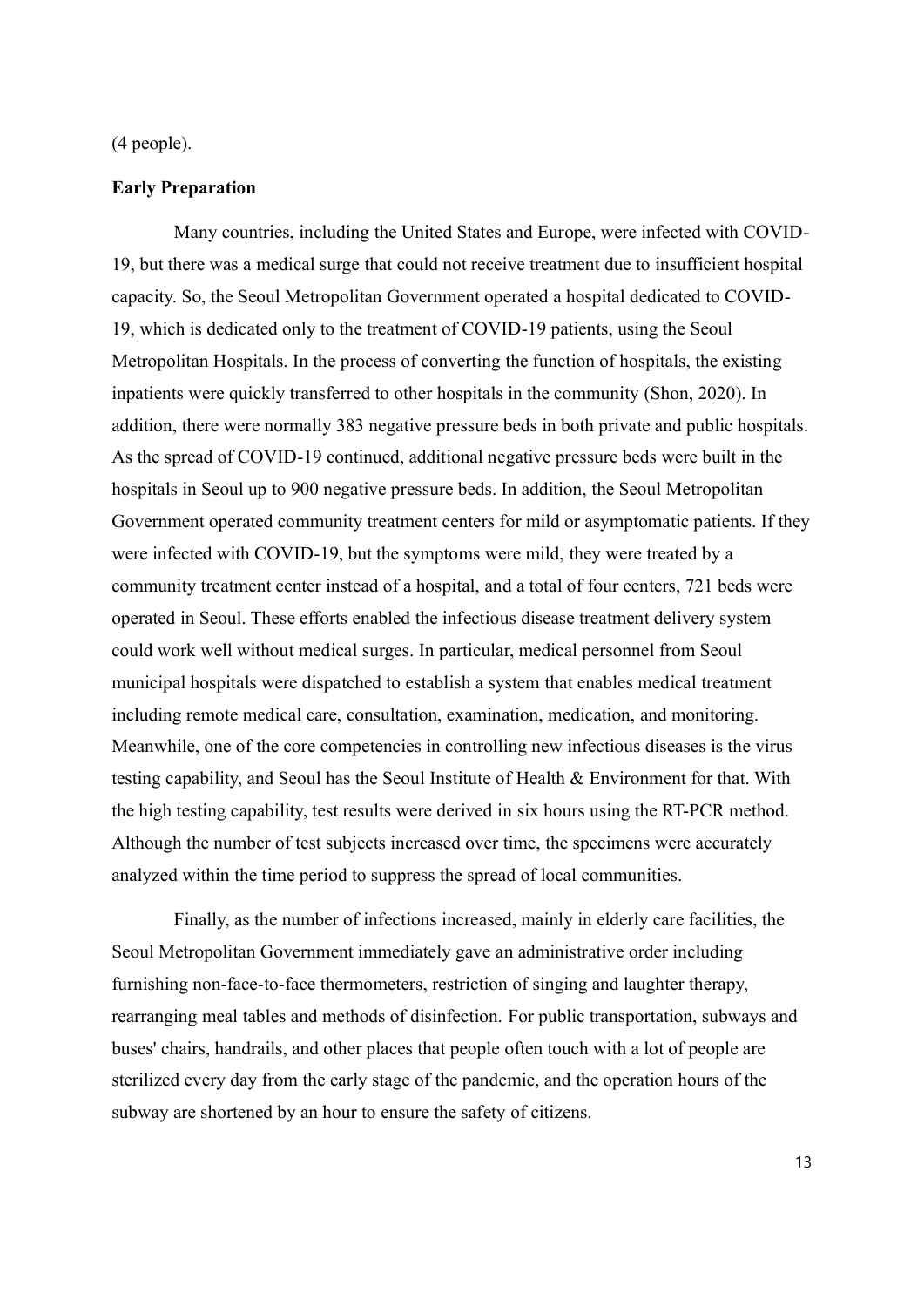(4 people).

**Early Preparation**

Many countries, including the United States and Europe, were infected with COVID-19, but there was a medical surge that could not receive treatment due to insufficient hospital capacity. So, the Seoul Metropolitan Government operated a hospital dedicated to COVID-19, which is dedicated only to the treatment of COVID-19 patients, using the Seoul Metropolitan Hospitals. In the process of converting the function of hospitals, the existing inpatients were quickly transferred to other hospitals in the community (Shon, 2020). In addition, there were normally 383 negative pressure beds in both private and public hospitals. As the spread of COVID-19 continued, additional negative pressure beds were built in the hospitals in Seoul up to 900 negative pressure beds. In addition, the Seoul Metropolitan Government operated community treatment centers for mild or asymptomatic patients. If they were infected with COVID-19, but the symptoms were mild, they were treated by a community treatment center instead of a hospital, and a total of four centers, 721 beds were operated in Seoul. These efforts enabled the infectious disease treatment delivery system could work well without medical surges. In particular, medical personnel from Seoul municipal hospitals were dispatched to establish a system that enables medical treatment including remote medical care, consultation, examination, medication, and monitoring. Meanwhile, one of the core competencies in controlling new infectious diseases is the virus testing capability, and Seoul has the Seoul Institute of Health & Environment for that. With the high testing capability, test results were derived in six hours using the RT-PCR method. Although the number of test subjects increased over time, the specimens were accurately analyzed within the time period to suppress the spread of local communities.

Finally, as the number of infections increased, mainly in elderly care facilities, the Seoul Metropolitan Government immediately gave an administrative order including furnishing non-face-to-face thermometers, restriction of singing and laughter therapy, rearranging meal tables and methods of disinfection. For public transportation, subways and buses' chairs, handrails, and other places that people often touch with a lot of people are sterilized every day from the early stage of the pandemic, and the operation hours of the subway are shortened by an hour to ensure the safety of citizens.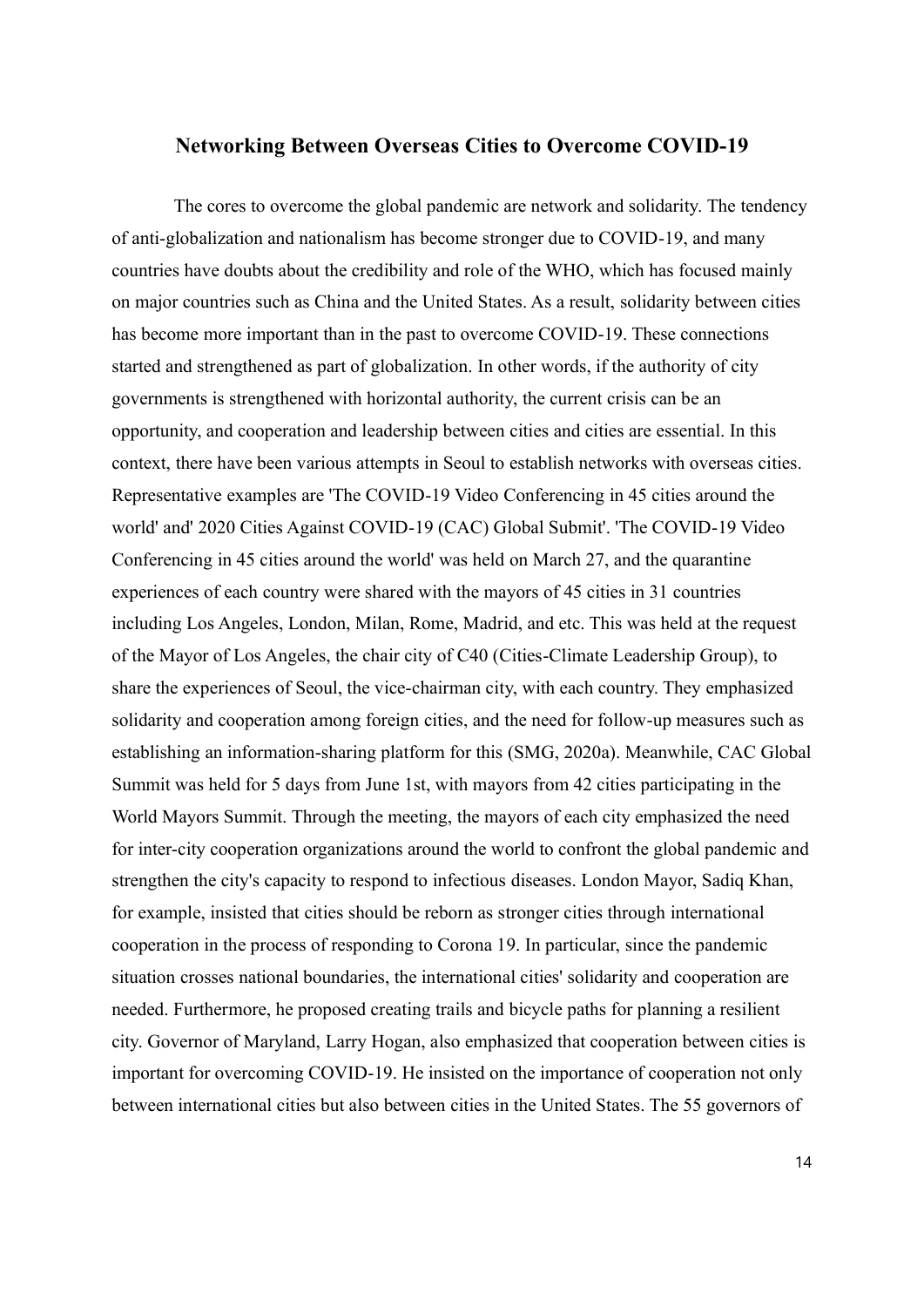## Networking Between Overseas Cities to Overcome COVID-19

The cores to overcome the global pandemic are network and solidarity. The tendency of anti-globalization and nationalism has become stronger due to COVID-19, and many countries have doubts about the credibility and role of the WHO, which has focused mainly on major countries such as China and the United States. As a result, solidarity between cities has become more important than in the past to overcome COVID-19. These connections started and strengthened as part of globalization. In other words, if the authority of city governments is strengthened with horizontal authority, the current crisis can be an opportunity, and cooperation and leadership between cities and cities are essential. In this context, there have been various attempts in Seoul to establish networks with overseas cities. Representative examples are 'The COVID-19 Video Conferencing in 45 cities around the world' and' 2020 Cities Against COVID-19 (CAC) Global Submit'. 'The COVID-19 Video Conferencing in 45 cities around the world' was held on March 27, and the quarantine experiences of each country were shared with the mayors of 45 cities in 31 countries including Los Angeles, London, Milan, Rome, Madrid, and etc. This was held at the request of the Mayor of Los Angeles, the chair city of C40 (Cities-Climate Leadership Group), to share the experiences of Seoul, the vice-chairman city, with each country. They emphasized solidarity and cooperation among foreign cities, and the need for follow-up measures such as establishing an information-sharing platform for this (SMG, 2020a). Meanwhile, CAC Global Summit was held for 5 days from June 1st, with mayors from 42 cities participating in the World Mayors Summit. Through the meeting, the mayors of each city emphasized the need for inter-city cooperation organizations around the world to confront the global pandemic and strengthen the city's capacity to respond to infectious diseases. London Mayor, Sadiq Khan, for example, insisted that cities should be reborn as stronger cities through international cooperation in the process of responding to Corona 19. In particular, since the pandemic situation crosses national boundaries, the international cities' solidarity and cooperation are needed. Furthermore, he proposed creating trails and bicycle paths for planning a resilient city. Governor of Maryland, Larry Hogan, also emphasized that cooperation between cities is important for overcoming COVID-19. He insisted on the importance of cooperation not only between international cities but also between cities in the United States. The 55 governors of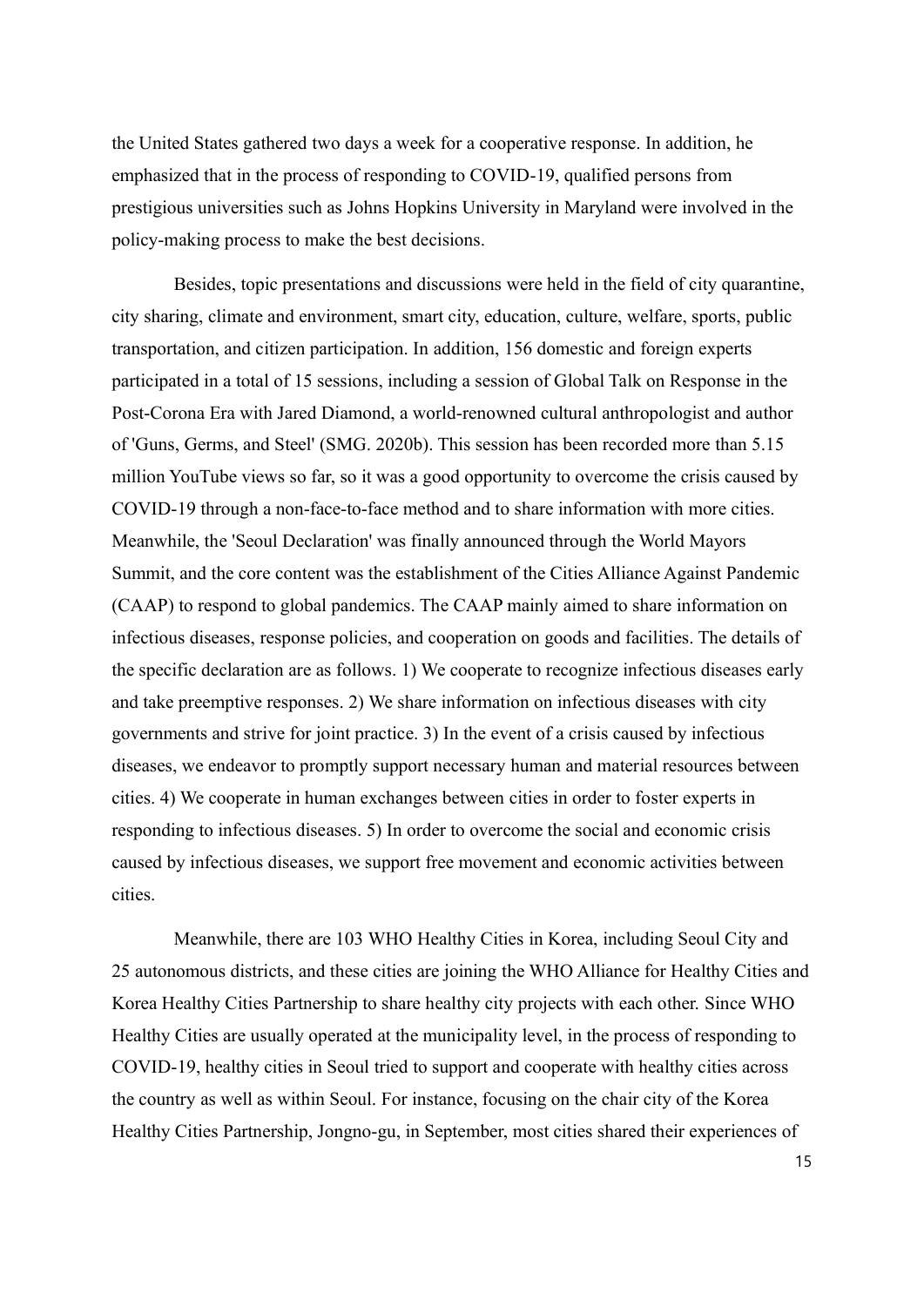the United States gathered two days a week for a cooperative response. In addition, he emphasized that in the process of responding to COVID-19, qualified persons from prestigious universities such as Johns Hopkins University in Maryland were involved in the policy-making process to make the best decisions.

Besides, topic presentations and discussions were held in the field of city quarantine, city sharing, climate and environment, smart city, education, culture, welfare, sports, public transportation, and citizen participation. In addition, 156 domestic and foreign experts participated in a total of 15 sessions, including a session of Global Talk on Response in the Post-Corona Era with Jared Diamond, a world-renowned cultural anthropologist and author of 'Guns, Germs, and Steel' (SMG. 2020b). This session has been recorded more than 5.15 million YouTube views so far, so it was a good opportunity to overcome the crisis caused by COVID-19 through a non-face-to-face method and to share information with more cities. Meanwhile, the 'Seoul Declaration' was finally announced through the World Mayors Summit, and the core content was the establishment of the Cities Alliance Against Pandemic (CAAP) to respond to global pandemics. The CAAP mainly aimed to share information on infectious diseases, response policies, and cooperation on goods and facilities. The details of the specific declaration are as follows. 1) We cooperate to recognize infectious diseases early and take preemptive responses. 2) We share information on infectious diseases with city governments and strive for joint practice. 3) In the event of a crisis caused by infectious diseases, we endeavor to promptly support necessary human and material resources between cities. 4) We cooperate in human exchanges between cities in order to foster experts in responding to infectious diseases. 5) In order to overcome the social and economic crisis caused by infectious diseases, we support free movement and economic activities between cities.

Meanwhile, there are 103 WHO Healthy Cities in Korea, including Seoul City and 25 autonomous districts, and these cities are joining the WHO Alliance for Healthy Cities and Korea Healthy Cities Partnership to share healthy city projects with each other. Since WHO Healthy Cities are usually operated at the municipality level, in the process of responding to COVID-19, healthy cities in Seoul tried to support and cooperate with healthy cities across the country as well as within Seoul. For instance, focusing on the chair city of the Korea Healthy Cities Partnership, Jongno-gu, in September, most cities shared their experiences of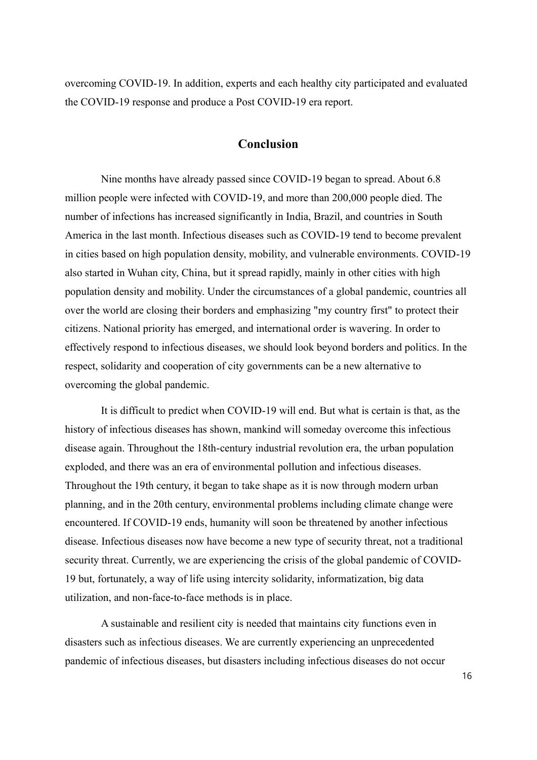overcoming COVID-19. In addition, experts and each healthy city participated and evaluated the COVID-19 response and produce a Post COVID-19 era report.

## Conclusion

Nine months have already passed since COVID-19 began to spread. About 6.8 million people were infected with COVID-19, and more than 200,000 people died. The number of infections has increased significantly in India, Brazil, and countries in South America in the last month. Infectious diseases such as COVID-19 tend to become prevalent in cities based on high population density, mobility, and vulnerable environments. COVID-19 also started in Wuhan city, China, but it spread rapidly, mainly in other cities with high population density and mobility. Under the circumstances of a global pandemic, countries all over the world are closing their borders and emphasizing "my country first" to protect their citizens. National priority has emerged, and international order is wavering. In order to effectively respond to infectious diseases, we should look beyond borders and politics. In the respect, solidarity and cooperation of city governments can be a new alternative to overcoming the global pandemic.

It is difficult to predict when COVID-19 will end. But what is certain is that, as the history of infectious diseases has shown, mankind will someday overcome this infectious disease again. Throughout the 18th-century industrial revolution era, the urban population exploded, and there was an era of environmental pollution and infectious diseases. Throughout the 19th century, it began to take shape as it is now through modern urban planning, and in the 20th century, environmental problems including climate change were encountered. If COVID-19 ends, humanity will soon be threatened by another infectious disease. Infectious diseases now have become a new type of security threat, not a traditional security threat. Currently, we are experiencing the crisis of the global pandemic of COVID-19 but, fortunately, a way of life using intercity solidarity, informatization, big data utilization, and non-face-to-face methods is in place.

A sustainable and resilient city is needed that maintains city functions even in disasters such as infectious diseases. We are currently experiencing an unprecedented pandemic of infectious diseases, but disasters including infectious diseases do not occur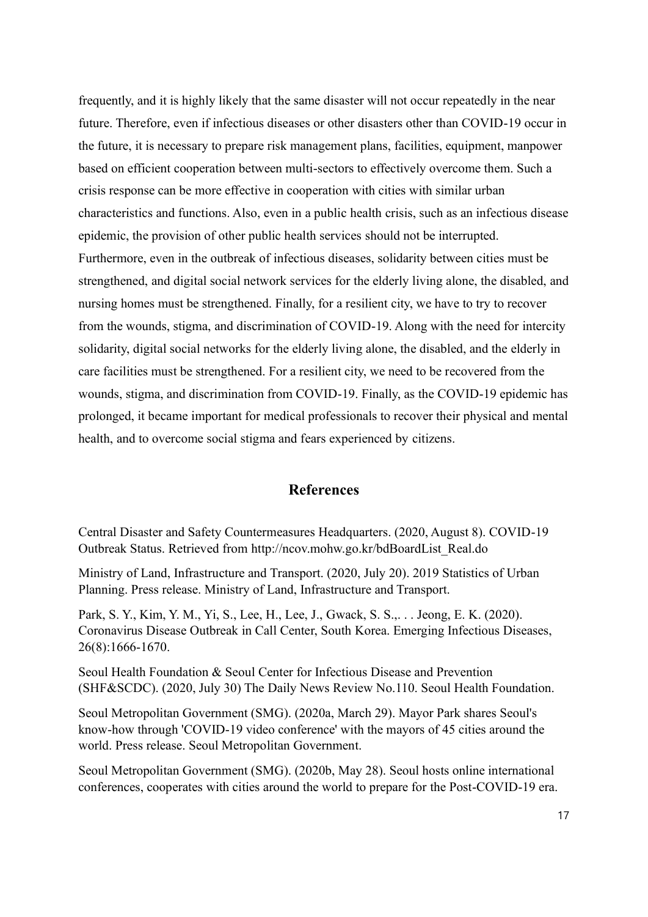frequently, and it is highly likely that the same disaster will not occur repeatedly in the near future. Therefore, even if infectious diseases or other disasters other than COVID-19 occur in the future, it is necessary to prepare risk management plans, facilities, equipment, manpower based on efficient cooperation between multi-sectors to effectively overcome them. Such a crisis response can be more effective in cooperation with cities with similar urban characteristics and functions. Also, even in a public health crisis, such as an infectious disease epidemic, the provision of other public health services should not be interrupted. Furthermore, even in the outbreak of infectious diseases, solidarity between cities must be strengthened, and digital social network services for the elderly living alone, the disabled, and nursing homes must be strengthened. Finally, for a resilient city, we have to try to recover from the wounds, stigma, and discrimination of COVID-19. Along with the need for intercity solidarity, digital social networks for the elderly living alone, the disabled, and the elderly in care facilities must be strengthened. For a resilient city, we need to be recovered from the wounds, stigma, and discrimination from COVID-19. Finally, as the COVID-19 epidemic has prolonged, it became important for medical professionals to recover their physical and mental health, and to overcome social stigma and fears experienced by citizens.

## References

Central Disaster and Safety Countermeasures Headquarters. (2020, August 8). COVID-19 Outbreak Status. Retrieved from http://ncov.mohw.go.kr/bdBoardList_Real.do

Ministry of Land, Infrastructure and Transport. (2020, July 20). 2019 Statistics of Urban Planning. Press release. Ministry of Land, Infrastructure and Transport.

Park, S. Y., Kim, Y. M., Yi, S., Lee, H., Lee, J., Gwack, S. S.,. . . Jeong, E. K. (2020). Coronavirus Disease Outbreak in Call Center, South Korea. Emerging Infectious Diseases, 26(8):1666-1670.

Seoul Health Foundation & Seoul Center for Infectious Disease and Prevention (SHF&SCDC). (2020, July 30) The Daily News Review No.110. Seoul Health Foundation.

Seoul Metropolitan Government (SMG). (2020a, March 29). Mayor Park shares Seoul's know-how through 'COVID-19 video conference' with the mayors of 45 cities around the world. Press release. Seoul Metropolitan Government.

Seoul Metropolitan Government (SMG). (2020b, May 28). Seoul hosts online international conferences, cooperates with cities around the world to prepare for the Post-COVID-19 era.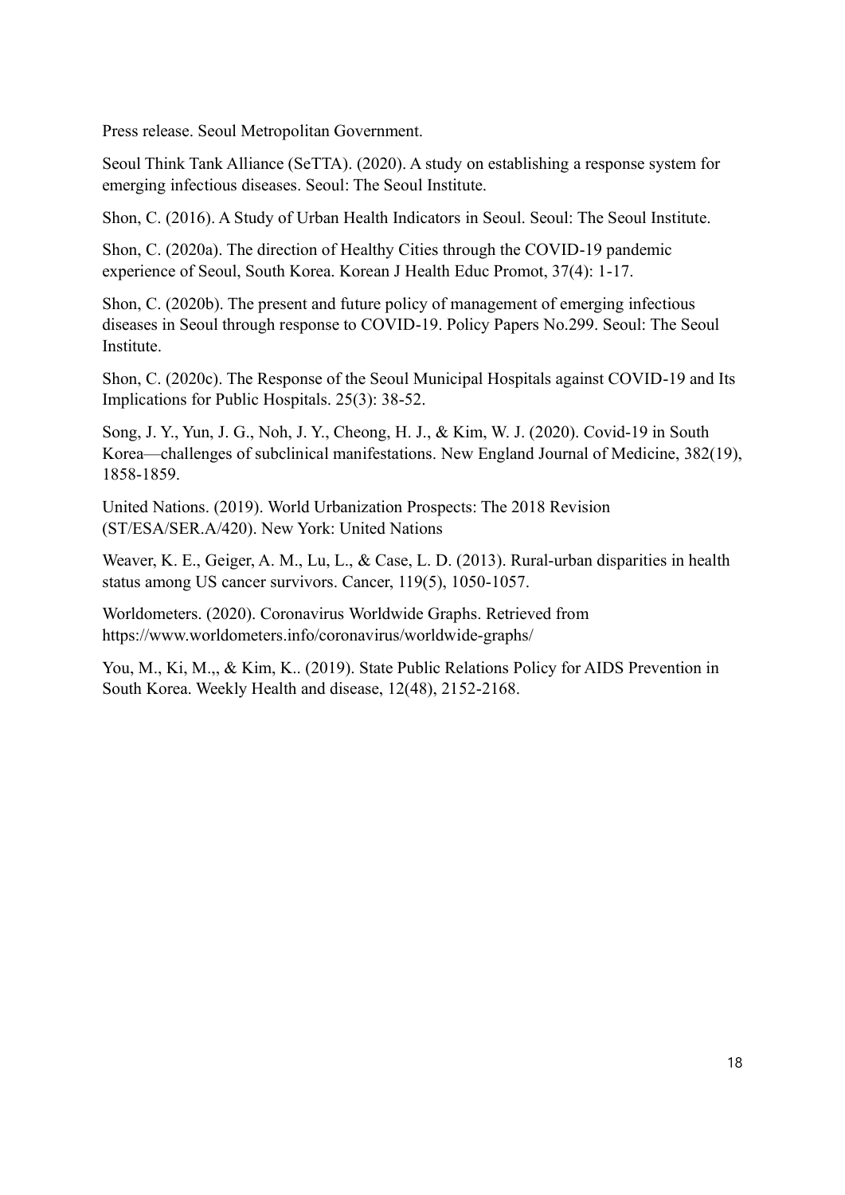Press release. Seoul Metropolitan Government.

Seoul Think Tank Alliance (SeTTA). (2020). A study on establishing a response system for emerging infectious diseases. Seoul: The Seoul Institute.

Shon, C. (2016). A Study of Urban Health Indicators in Seoul. Seoul: The Seoul Institute.

Shon, C. (2020a). The direction of Healthy Cities through the COVID-19 pandemic experience of Seoul, South Korea. Korean J Health Educ Promot, 37(4): 1-17.

Shon, C. (2020b). The present and future policy of management of emerging infectious diseases in Seoul through response to COVID-19. Policy Papers No.299. Seoul: The Seoul Institute.

Shon, C. (2020c). The Response of the Seoul Municipal Hospitals against COVID-19 and Its Implications for Public Hospitals. 25(3): 38-52.

Song, J. Y., Yun, J. G., Noh, J. Y., Cheong, H. J., & Kim, W. J. (2020). Covid-19 in South Korea—challenges of subclinical manifestations. New England Journal of Medicine, 382(19), 1858-1859.

United Nations. (2019). World Urbanization Prospects: The 2018 Revision (ST/ESA/SER.A/420). New York: United Nations

Weaver, K. E., Geiger, A. M., Lu, L., & Case, L. D. (2013). Rural-urban disparities in health status among US cancer survivors. Cancer, 119(5), 1050-1057.

Worldometers. (2020). Coronavirus Worldwide Graphs. Retrieved from https://www.worldometers.info/coronavirus/worldwide-graphs/

You, M., Ki, M.,, & Kim, K.. (2019). State Public Relations Policy for AIDS Prevention in South Korea. Weekly Health and disease, 12(48), 2152-2168.